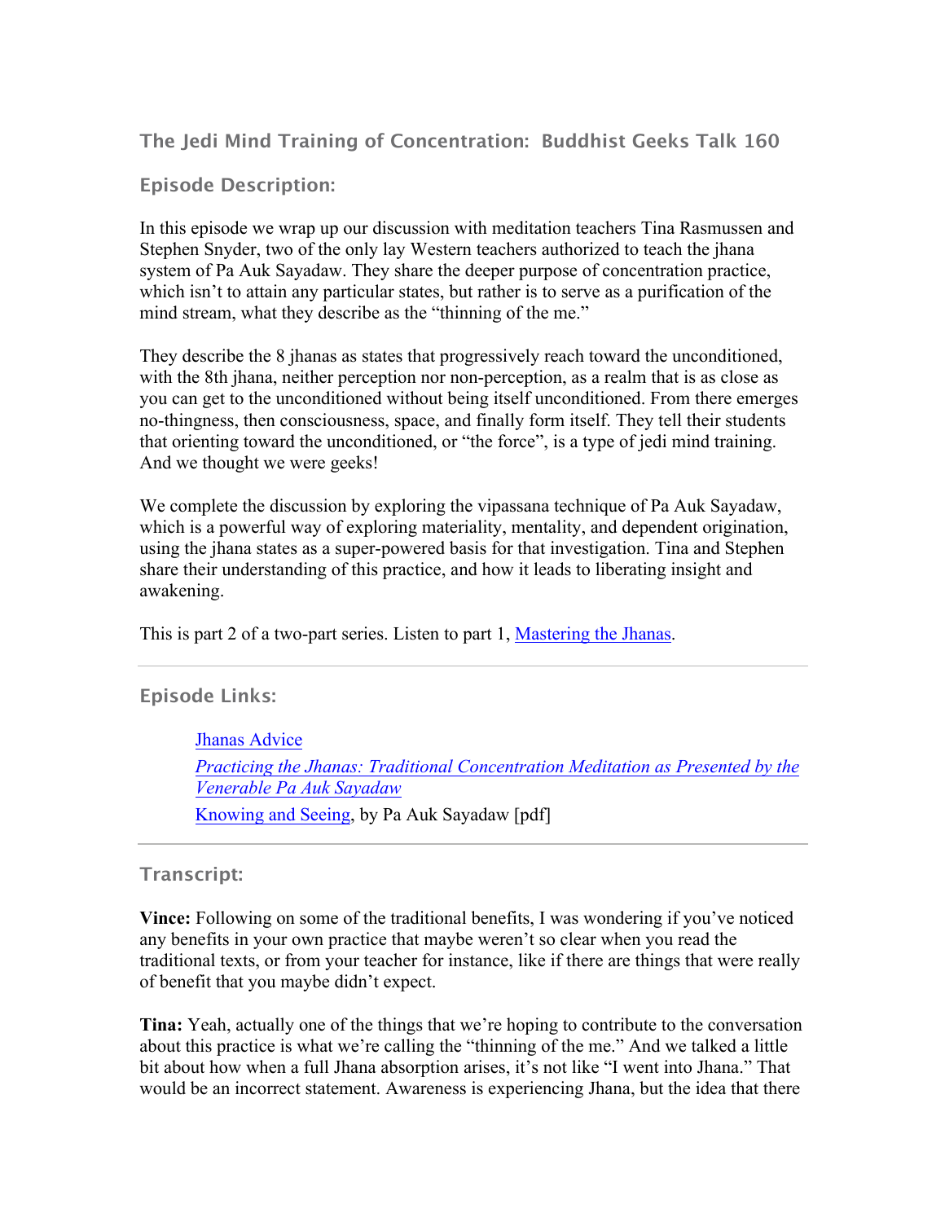## The Jedi Mind Training of Concentration: Buddhist Geeks Talk 160

### Episode Description:

In this episode we wrap up our discussion with meditation teachers Tina Rasmussen and Stephen Snyder, two of the only lay Western teachers authorized to teach the jhana system of Pa Auk Sayadaw. They share the deeper purpose of concentration practice, which isn't to attain any particular states, but rather is to serve as a purification of the mind stream, what they describe as the "thinning of the me."

They describe the 8 jhanas as states that progressively reach toward the unconditioned, with the 8th jhana, neither perception nor non-perception, as a realm that is as close as you can get to the unconditioned without being itself unconditioned. From there emerges no-thingness, then consciousness, space, and finally form itself. They tell their students that orienting toward the unconditioned, or "the force", is a type of jedi mind training. And we thought we were geeks!

We complete the discussion by exploring the vipassana technique of Pa Auk Sayadaw, which is a powerful way of exploring materiality, mentality, and dependent origination, using the jhana states as a super-powered basis for that investigation. Tina and Stephen share their understanding of this practice, and how it leads to liberating insight and awakening.

This is part 2 of a two-part series. Listen to part 1, Mastering the Jhanas.

---

### Episode Links:

- Jhanas Advice
- *Practicing the Jhanas: Traditional Concentration Meditation as Presented by the Venerable Pa Auk Sayadaw*
- Knowing and Seeing, by Pa Auk Sayadaw [pdf]

---

### Transcript:

**Vince:** Following on some of the traditional benefits, I was wondering if you've noticed any benefits in your own practice that maybe weren't so clear when you read the traditional texts, or from your teacher for instance, like if there are things that were really of benefit that you maybe didn't expect.

**Tina:** Yeah, actually one of the things that we're hoping to contribute to the conversation about this practice is what we're calling the "thinning of the me." And we talked a little bit about how when a full Jhana absorption arises, it's not like "I went into Jhana." That would be an incorrect statement. Awareness is experiencing Jhana, but the idea that there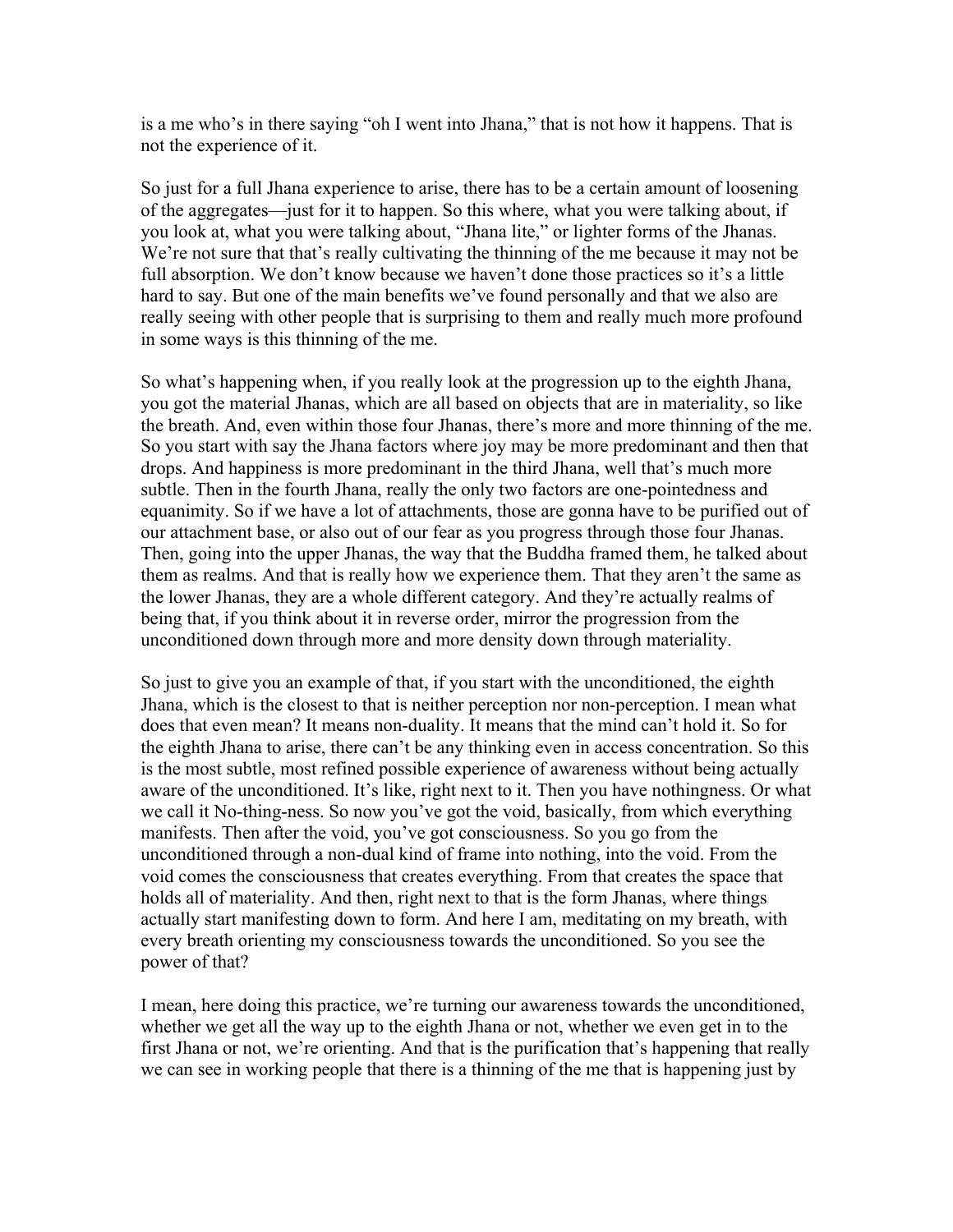is a me who's in there saying "oh I went into Jhana," that is not how it happens. That is not the experience of it.

So just for a full Jhana experience to arise, there has to be a certain amount of loosening of the aggregates—just for it to happen. So this where, what you were talking about, if you look at, what you were talking about, "Jhana lite," or lighter forms of the Jhanas. We're not sure that that's really cultivating the thinning of the me because it may not be full absorption. We don't know because we haven't done those practices so it's a little hard to say. But one of the main benefits we've found personally and that we also are really seeing with other people that is surprising to them and really much more profound in some ways is this thinning of the me.

So what's happening when, if you really look at the progression up to the eighth Jhana, you got the material Jhanas, which are all based on objects that are in materiality, so like the breath. And, even within those four Jhanas, there's more and more thinning of the me. So you start with say the Jhana factors where joy may be more predominant and then that drops. And happiness is more predominant in the third Jhana, well that's much more subtle. Then in the fourth Jhana, really the only two factors are one-pointedness and equanimity. So if we have a lot of attachments, those are gonna have to be purified out of our attachment base, or also out of our fear as you progress through those four Jhanas. Then, going into the upper Jhanas, the way that the Buddha framed them, he talked about them as realms. And that is really how we experience them. That they aren't the same as the lower Jhanas, they are a whole different category. And they're actually realms of being that, if you think about it in reverse order, mirror the progression from the unconditioned down through more and more density down through materiality.

So just to give you an example of that, if you start with the unconditioned, the eighth Jhana, which is the closest to that is neither perception nor non-perception. I mean what does that even mean? It means non-duality. It means that the mind can't hold it. So for the eighth Jhana to arise, there can't be any thinking even in access concentration. So this is the most subtle, most refined possible experience of awareness without being actually aware of the unconditioned. It's like, right next to it. Then you have nothingness. Or what we call it No-thing-ness. So now you've got the void, basically, from which everything manifests. Then after the void, you've got consciousness. So you go from the unconditioned through a non-dual kind of frame into nothing, into the void. From the void comes the consciousness that creates everything. From that creates the space that holds all of materiality. And then, right next to that is the form Jhanas, where things actually start manifesting down to form. And here I am, meditating on my breath, with every breath orienting my consciousness towards the unconditioned. So you see the power of that?

I mean, here doing this practice, we're turning our awareness towards the unconditioned, whether we get all the way up to the eighth Jhana or not, whether we even get in to the first Jhana or not, we're orienting. And that is the purification that's happening that really we can see in working people that there is a thinning of the me that is happening just by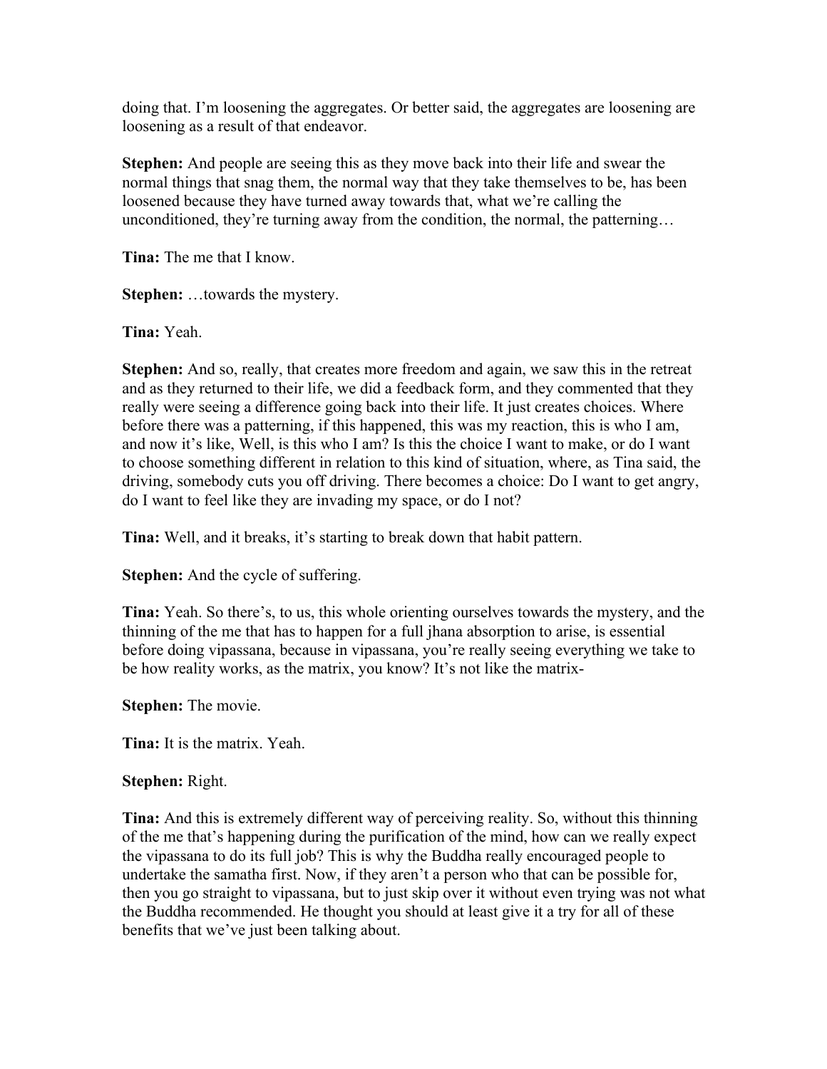doing that. I'm loosening the aggregates. Or better said, the aggregates are loosening are loosening as a result of that endeavor.

**Stephen:** And people are seeing this as they move back into their life and swear the normal things that snag them, the normal way that they take themselves to be, has been loosened because they have turned away towards that, what we're calling the unconditioned, they're turning away from the condition, the normal, the patterning…

**Tina:** The me that I know.

**Stephen:** …towards the mystery.

**Tina:** Yeah.

**Stephen:** And so, really, that creates more freedom and again, we saw this in the retreat and as they returned to their life, we did a feedback form, and they commented that they really were seeing a difference going back into their life. It just creates choices. Where before there was a patterning, if this happened, this was my reaction, this is who I am, and now it's like, Well, is this who I am? Is this the choice I want to make, or do I want to choose something different in relation to this kind of situation, where, as Tina said, the driving, somebody cuts you off driving. There becomes a choice: Do I want to get angry, do I want to feel like they are invading my space, or do I not?

**Tina:** Well, and it breaks, it's starting to break down that habit pattern.

**Stephen:** And the cycle of suffering.

**Tina:** Yeah. So there's, to us, this whole orienting ourselves towards the mystery, and the thinning of the me that has to happen for a full jhana absorption to arise, is essential before doing vipassana, because in vipassana, you're really seeing everything we take to be how reality works, as the matrix, you know? It's not like the matrix-

**Stephen:** The movie.

**Tina:** It is the matrix. Yeah.

**Stephen:** Right.

**Tina:** And this is extremely different way of perceiving reality. So, without this thinning of the me that's happening during the purification of the mind, how can we really expect the vipassana to do its full job? This is why the Buddha really encouraged people to undertake the samatha first. Now, if they aren't a person who that can be possible for, then you go straight to vipassana, but to just skip over it without even trying was not what the Buddha recommended. He thought you should at least give it a try for all of these benefits that we've just been talking about.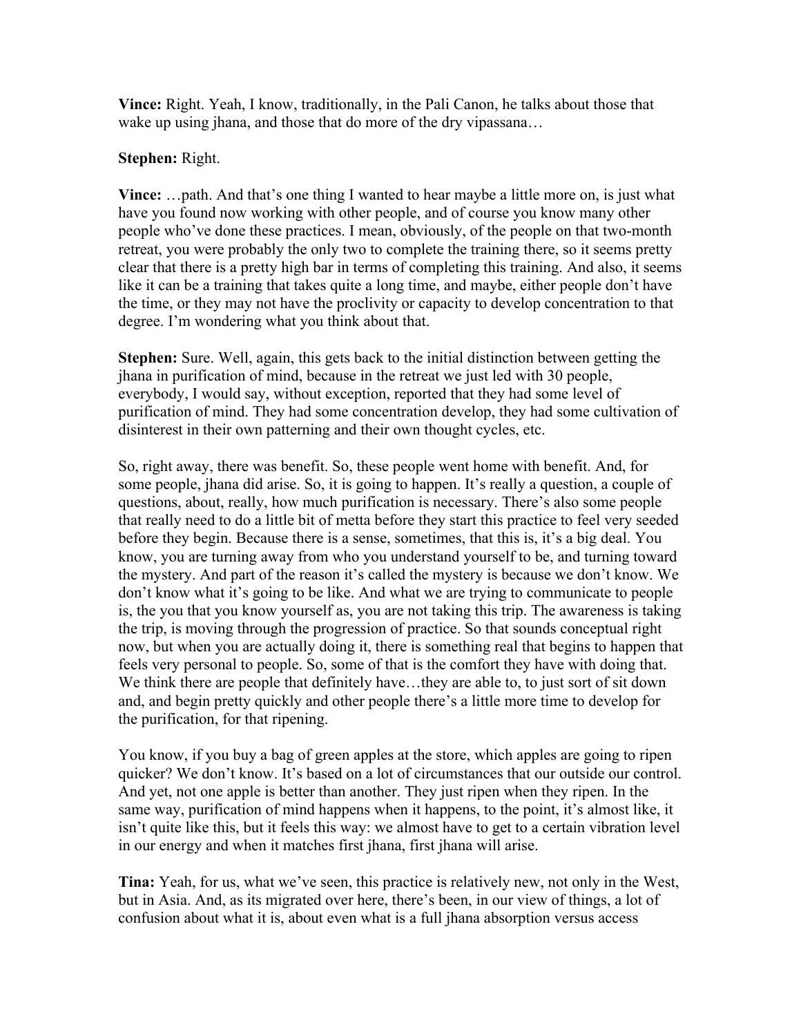**Vince:** Right. Yeah, I know, traditionally, in the Pali Canon, he talks about those that wake up using jhana, and those that do more of the dry vipassana…

**Stephen:** Right.

**Vince:** …path. And that's one thing I wanted to hear maybe a little more on, is just what have you found now working with other people, and of course you know many other people who've done these practices. I mean, obviously, of the people on that two-month retreat, you were probably the only two to complete the training there, so it seems pretty clear that there is a pretty high bar in terms of completing this training. And also, it seems like it can be a training that takes quite a long time, and maybe, either people don't have the time, or they may not have the proclivity or capacity to develop concentration to that degree. I'm wondering what you think about that.

**Stephen:** Sure. Well, again, this gets back to the initial distinction between getting the jhana in purification of mind, because in the retreat we just led with 30 people, everybody, I would say, without exception, reported that they had some level of purification of mind. They had some concentration develop, they had some cultivation of disinterest in their own patterning and their own thought cycles, etc.

So, right away, there was benefit. So, these people went home with benefit. And, for some people, jhana did arise. So, it is going to happen. It's really a question, a couple of questions, about, really, how much purification is necessary. There's also some people that really need to do a little bit of metta before they start this practice to feel very seeded before they begin. Because there is a sense, sometimes, that this is, it's a big deal. You know, you are turning away from who you understand yourself to be, and turning toward the mystery. And part of the reason it's called the mystery is because we don't know. We don't know what it's going to be like. And what we are trying to communicate to people is, the you that you know yourself as, you are not taking this trip. The awareness is taking the trip, is moving through the progression of practice. So that sounds conceptual right now, but when you are actually doing it, there is something real that begins to happen that feels very personal to people. So, some of that is the comfort they have with doing that. We think there are people that definitely have…they are able to, to just sort of sit down and, and begin pretty quickly and other people there's a little more time to develop for the purification, for that ripening.

You know, if you buy a bag of green apples at the store, which apples are going to ripen quicker? We don't know. It's based on a lot of circumstances that our outside our control. And yet, not one apple is better than another. They just ripen when they ripen. In the same way, purification of mind happens when it happens, to the point, it's almost like, it isn't quite like this, but it feels this way: we almost have to get to a certain vibration level in our energy and when it matches first jhana, first jhana will arise.

**Tina:** Yeah, for us, what we've seen, this practice is relatively new, not only in the West, but in Asia. And, as its migrated over here, there's been, in our view of things, a lot of confusion about what it is, about even what is a full jhana absorption versus access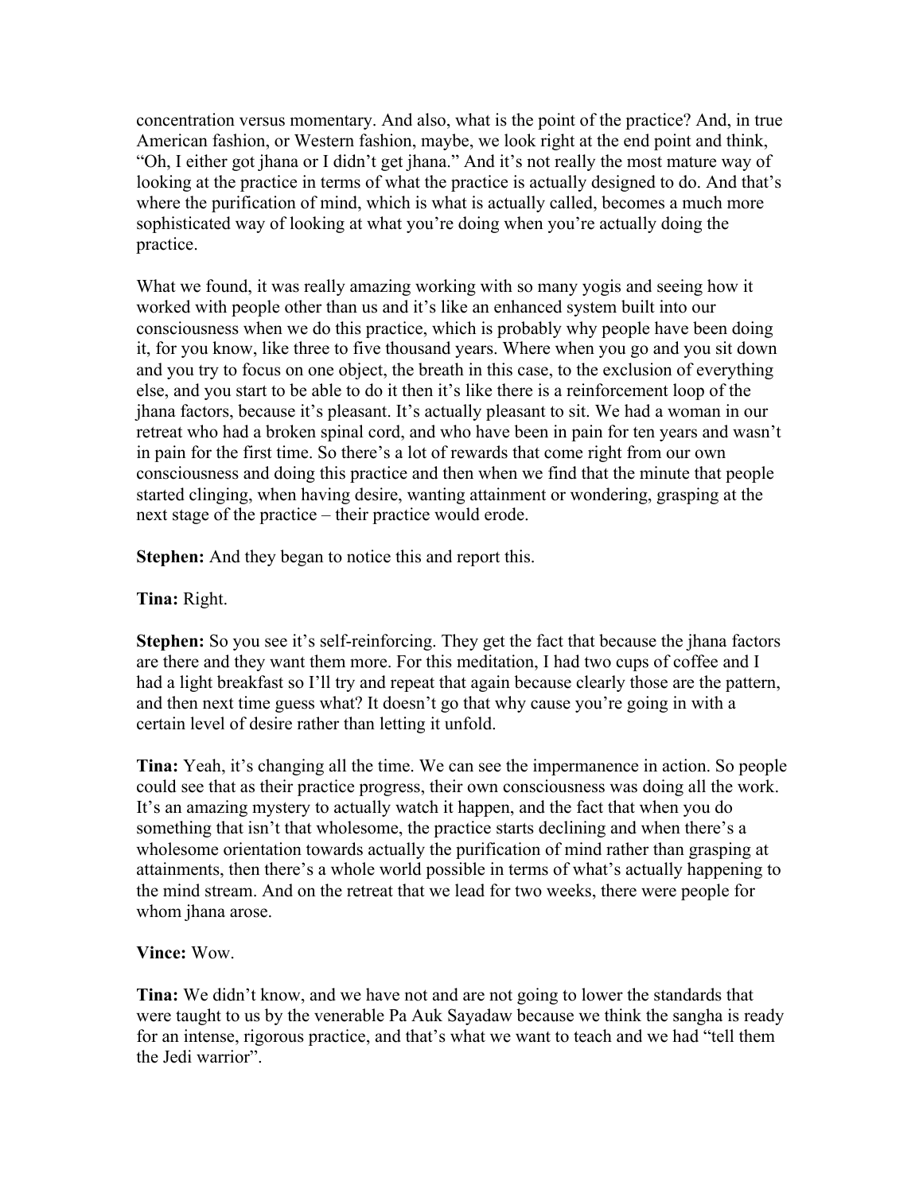concentration versus momentary. And also, what is the point of the practice? And, in true American fashion, or Western fashion, maybe, we look right at the end point and think, "Oh, I either got jhana or I didn't get jhana." And it's not really the most mature way of looking at the practice in terms of what the practice is actually designed to do. And that's where the purification of mind, which is what is actually called, becomes a much more sophisticated way of looking at what you're doing when you're actually doing the practice.

What we found, it was really amazing working with so many yogis and seeing how it worked with people other than us and it's like an enhanced system built into our consciousness when we do this practice, which is probably why people have been doing it, for you know, like three to five thousand years. Where when you go and you sit down and you try to focus on one object, the breath in this case, to the exclusion of everything else, and you start to be able to do it then it's like there is a reinforcement loop of the jhana factors, because it's pleasant. It's actually pleasant to sit. We had a woman in our retreat who had a broken spinal cord, and who have been in pain for ten years and wasn't in pain for the first time. So there's a lot of rewards that come right from our own consciousness and doing this practice and then when we find that the minute that people started clinging, when having desire, wanting attainment or wondering, grasping at the next stage of the practice – their practice would erode.

**Stephen:** And they began to notice this and report this.

**Tina:** Right.

**Stephen:** So you see it's self-reinforcing. They get the fact that because the jhana factors are there and they want them more. For this meditation, I had two cups of coffee and I had a light breakfast so I'll try and repeat that again because clearly those are the pattern, and then next time guess what? It doesn't go that why cause you're going in with a certain level of desire rather than letting it unfold.

**Tina:** Yeah, it's changing all the time. We can see the impermanence in action. So people could see that as their practice progress, their own consciousness was doing all the work. It's an amazing mystery to actually watch it happen, and the fact that when you do something that isn't that wholesome, the practice starts declining and when there's a wholesome orientation towards actually the purification of mind rather than grasping at attainments, then there's a whole world possible in terms of what's actually happening to the mind stream. And on the retreat that we lead for two weeks, there were people for whom jhana arose.

**Vince:** Wow.

**Tina:** We didn't know, and we have not and are not going to lower the standards that were taught to us by the venerable Pa Auk Sayadaw because we think the sangha is ready for an intense, rigorous practice, and that's what we want to teach and we had "tell them the Jedi warrior".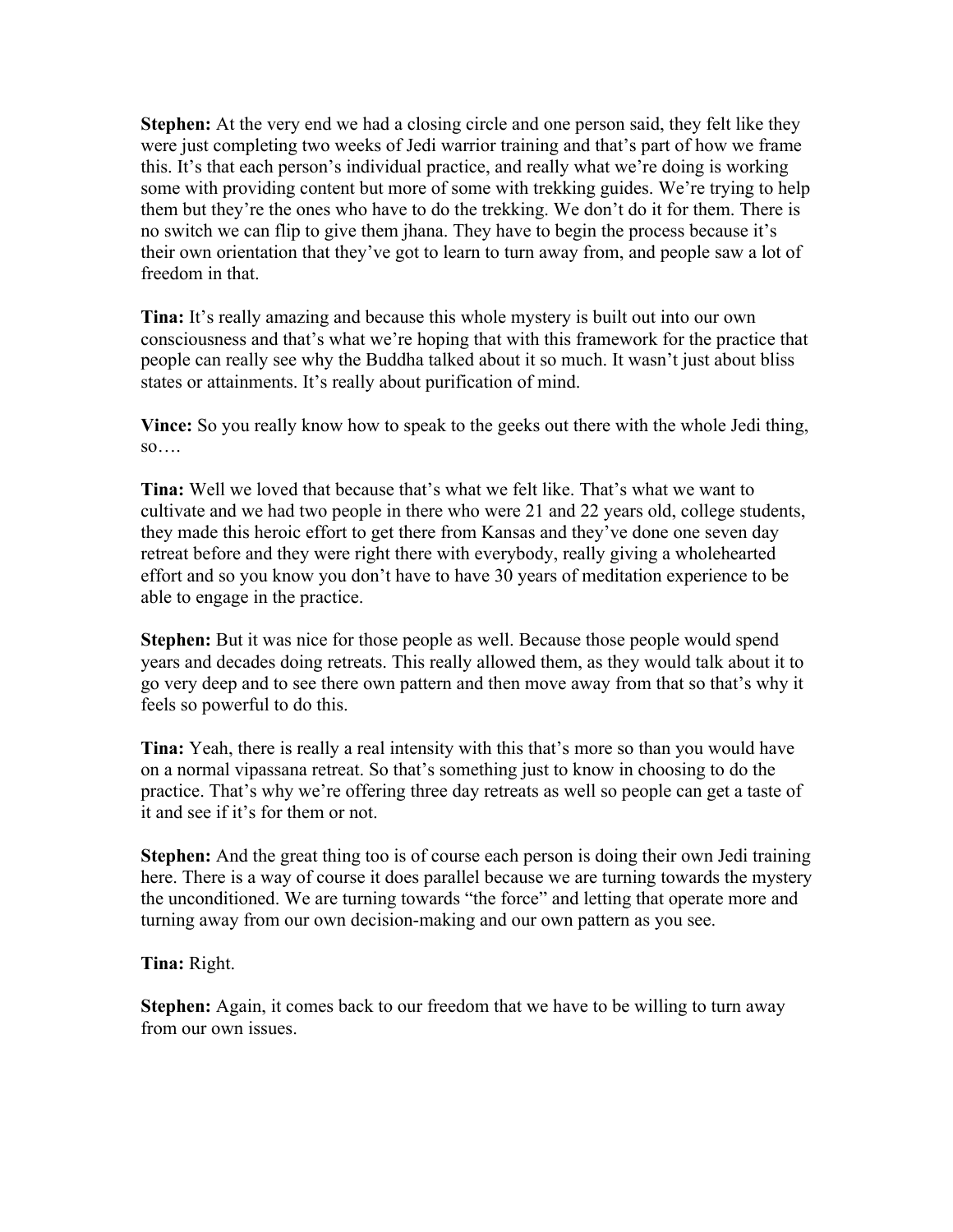**Stephen:** At the very end we had a closing circle and one person said, they felt like they were just completing two weeks of Jedi warrior training and that's part of how we frame this. It's that each person's individual practice, and really what we're doing is working some with providing content but more of some with trekking guides. We're trying to help them but they're the ones who have to do the trekking. We don't do it for them. There is no switch we can flip to give them jhana. They have to begin the process because it's their own orientation that they've got to learn to turn away from, and people saw a lot of freedom in that.

**Tina:** It's really amazing and because this whole mystery is built out into our own consciousness and that's what we're hoping that with this framework for the practice that people can really see why the Buddha talked about it so much. It wasn't just about bliss states or attainments. It's really about purification of mind.

**Vince:** So you really know how to speak to the geeks out there with the whole Jedi thing, so….

**Tina:** Well we loved that because that's what we felt like. That's what we want to cultivate and we had two people in there who were 21 and 22 years old, college students, they made this heroic effort to get there from Kansas and they've done one seven day retreat before and they were right there with everybody, really giving a wholehearted effort and so you know you don't have to have 30 years of meditation experience to be able to engage in the practice.

**Stephen:** But it was nice for those people as well. Because those people would spend years and decades doing retreats. This really allowed them, as they would talk about it to go very deep and to see there own pattern and then move away from that so that's why it feels so powerful to do this.

**Tina:** Yeah, there is really a real intensity with this that's more so than you would have on a normal vipassana retreat. So that's something just to know in choosing to do the practice. That's why we're offering three day retreats as well so people can get a taste of it and see if it's for them or not.

**Stephen:** And the great thing too is of course each person is doing their own Jedi training here. There is a way of course it does parallel because we are turning towards the mystery the unconditioned. We are turning towards "the force" and letting that operate more and turning away from our own decision-making and our own pattern as you see.

**Tina:** Right.

**Stephen:** Again, it comes back to our freedom that we have to be willing to turn away from our own issues.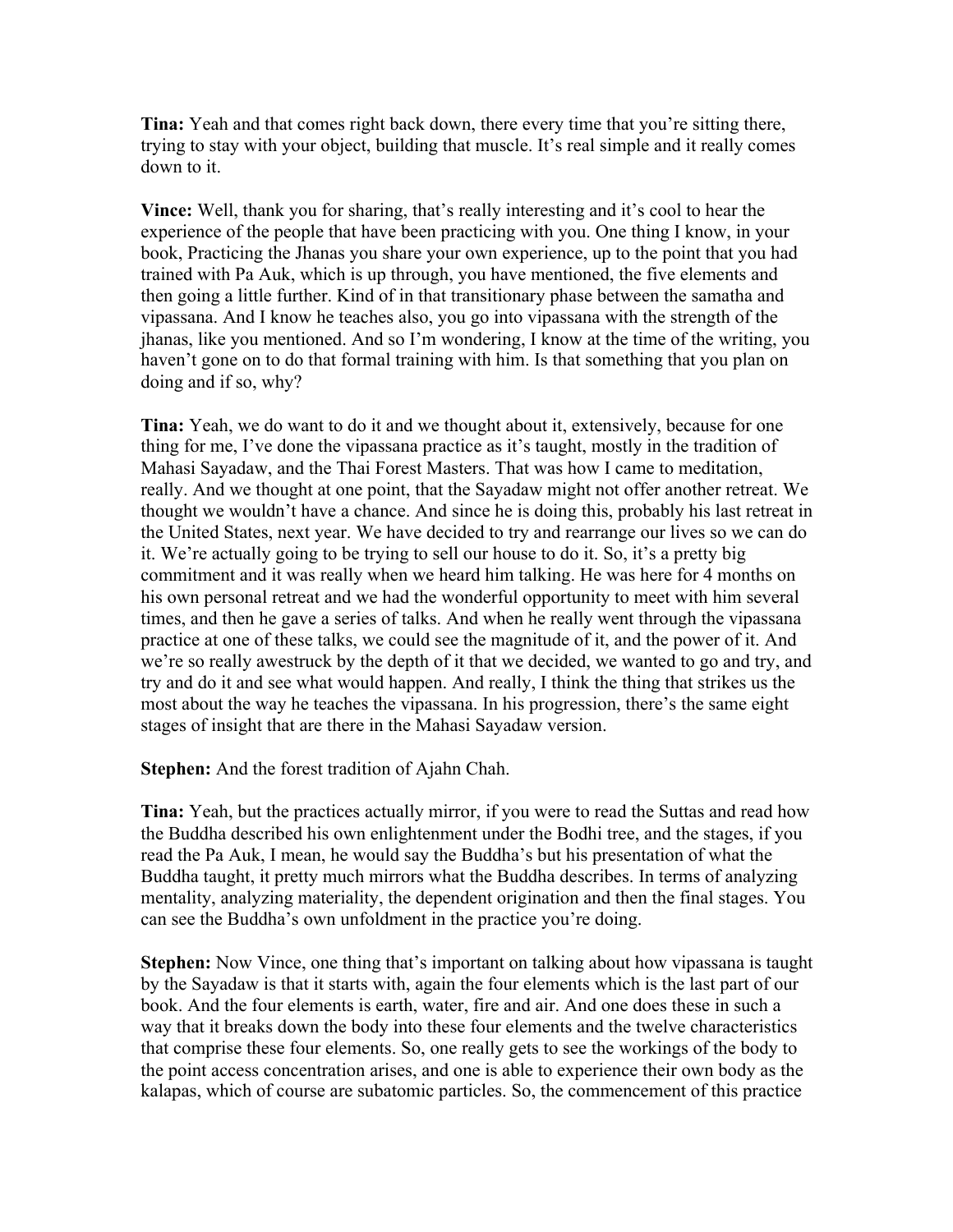**Tina:** Yeah and that comes right back down, there every time that you're sitting there, trying to stay with your object, building that muscle. It's real simple and it really comes down to it.

**Vince:** Well, thank you for sharing, that's really interesting and it's cool to hear the experience of the people that have been practicing with you. One thing I know, in your book, Practicing the Jhanas you share your own experience, up to the point that you had trained with Pa Auk, which is up through, you have mentioned, the five elements and then going a little further. Kind of in that transitionary phase between the samatha and vipassana. And I know he teaches also, you go into vipassana with the strength of the jhanas, like you mentioned. And so I'm wondering, I know at the time of the writing, you haven't gone on to do that formal training with him. Is that something that you plan on doing and if so, why?

**Tina:** Yeah, we do want to do it and we thought about it, extensively, because for one thing for me, I've done the vipassana practice as it's taught, mostly in the tradition of Mahasi Sayadaw, and the Thai Forest Masters. That was how I came to meditation, really. And we thought at one point, that the Sayadaw might not offer another retreat. We thought we wouldn't have a chance. And since he is doing this, probably his last retreat in the United States, next year. We have decided to try and rearrange our lives so we can do it. We're actually going to be trying to sell our house to do it. So, it's a pretty big commitment and it was really when we heard him talking. He was here for 4 months on his own personal retreat and we had the wonderful opportunity to meet with him several times, and then he gave a series of talks. And when he really went through the vipassana practice at one of these talks, we could see the magnitude of it, and the power of it. And we're so really awestruck by the depth of it that we decided, we wanted to go and try, and try and do it and see what would happen. And really, I think the thing that strikes us the most about the way he teaches the vipassana. In his progression, there's the same eight stages of insight that are there in the Mahasi Sayadaw version.

**Stephen:** And the forest tradition of Ajahn Chah.

**Tina:** Yeah, but the practices actually mirror, if you were to read the Suttas and read how the Buddha described his own enlightenment under the Bodhi tree, and the stages, if you read the Pa Auk, I mean, he would say the Buddha's but his presentation of what the Buddha taught, it pretty much mirrors what the Buddha describes. In terms of analyzing mentality, analyzing materiality, the dependent origination and then the final stages. You can see the Buddha's own unfoldment in the practice you're doing.

**Stephen:** Now Vince, one thing that's important on talking about how vipassana is taught by the Sayadaw is that it starts with, again the four elements which is the last part of our book. And the four elements is earth, water, fire and air. And one does these in such a way that it breaks down the body into these four elements and the twelve characteristics that comprise these four elements. So, one really gets to see the workings of the body to the point access concentration arises, and one is able to experience their own body as the kalapas, which of course are subatomic particles. So, the commencement of this practice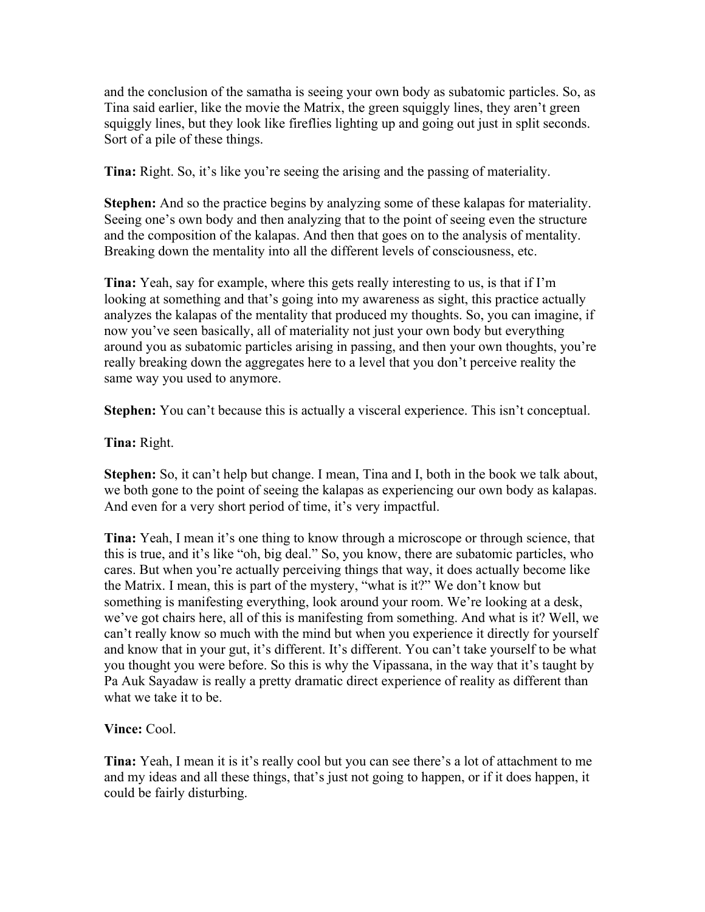and the conclusion of the samatha is seeing your own body as subatomic particles. So, as Tina said earlier, like the movie the Matrix, the green squiggly lines, they aren't green squiggly lines, but they look like fireflies lighting up and going out just in split seconds. Sort of a pile of these things.

**Tina:** Right. So, it's like you're seeing the arising and the passing of materiality.

**Stephen:** And so the practice begins by analyzing some of these kalapas for materiality. Seeing one's own body and then analyzing that to the point of seeing even the structure and the composition of the kalapas. And then that goes on to the analysis of mentality. Breaking down the mentality into all the different levels of consciousness, etc.

**Tina:** Yeah, say for example, where this gets really interesting to us, is that if I'm looking at something and that's going into my awareness as sight, this practice actually analyzes the kalapas of the mentality that produced my thoughts. So, you can imagine, if now you've seen basically, all of materiality not just your own body but everything around you as subatomic particles arising in passing, and then your own thoughts, you're really breaking down the aggregates here to a level that you don't perceive reality the same way you used to anymore.

**Stephen:** You can't because this is actually a visceral experience. This isn't conceptual.

**Tina:** Right.

**Stephen:** So, it can't help but change. I mean, Tina and I, both in the book we talk about, we both gone to the point of seeing the kalapas as experiencing our own body as kalapas. And even for a very short period of time, it's very impactful.

**Tina:** Yeah, I mean it's one thing to know through a microscope or through science, that this is true, and it's like "oh, big deal." So, you know, there are subatomic particles, who cares. But when you're actually perceiving things that way, it does actually become like the Matrix. I mean, this is part of the mystery, "what is it?" We don't know but something is manifesting everything, look around your room. We're looking at a desk, we've got chairs here, all of this is manifesting from something. And what is it? Well, we can't really know so much with the mind but when you experience it directly for yourself and know that in your gut, it's different. It's different. You can't take yourself to be what you thought you were before. So this is why the Vipassana, in the way that it's taught by Pa Auk Sayadaw is really a pretty dramatic direct experience of reality as different than what we take it to be.

**Vince:** Cool.

**Tina:** Yeah, I mean it is it's really cool but you can see there's a lot of attachment to me and my ideas and all these things, that's just not going to happen, or if it does happen, it could be fairly disturbing.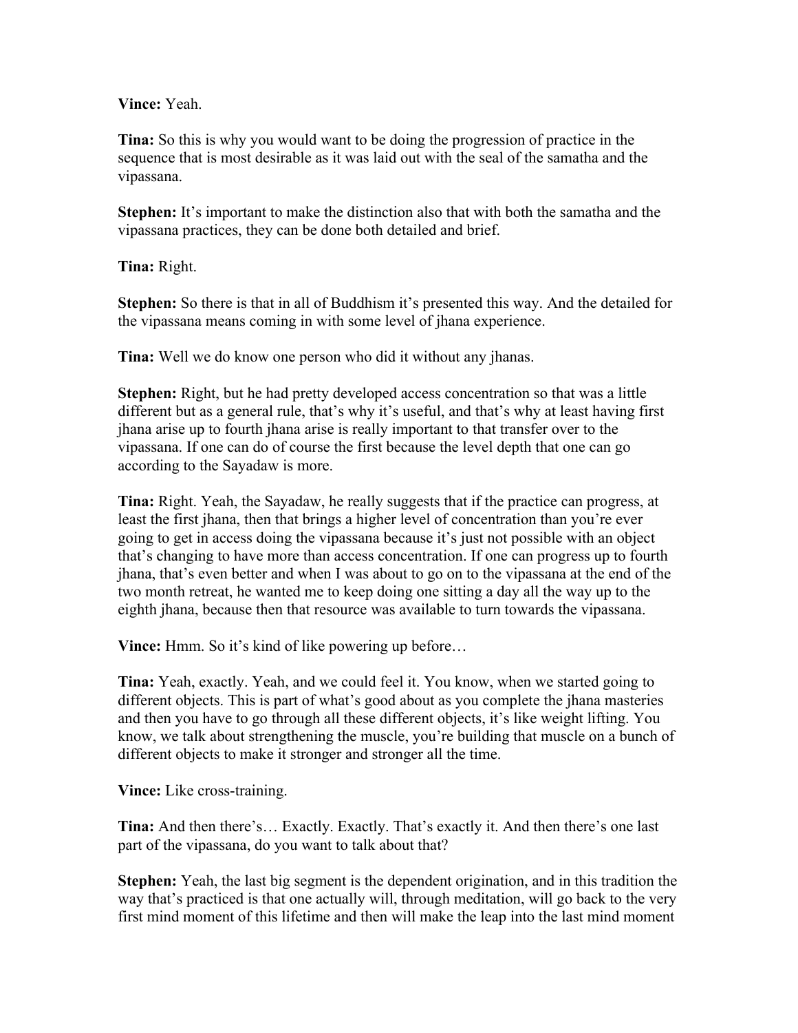**Vince:** Yeah.

**Tina:** So this is why you would want to be doing the progression of practice in the sequence that is most desirable as it was laid out with the seal of the samatha and the vipassana.

**Stephen:** It's important to make the distinction also that with both the samatha and the vipassana practices, they can be done both detailed and brief.

**Tina:** Right.

**Stephen:** So there is that in all of Buddhism it's presented this way. And the detailed for the vipassana means coming in with some level of jhana experience.

**Tina:** Well we do know one person who did it without any jhanas.

**Stephen:** Right, but he had pretty developed access concentration so that was a little different but as a general rule, that's why it's useful, and that's why at least having first jhana arise up to fourth jhana arise is really important to that transfer over to the vipassana. If one can do of course the first because the level depth that one can go according to the Sayadaw is more.

**Tina:** Right. Yeah, the Sayadaw, he really suggests that if the practice can progress, at least the first jhana, then that brings a higher level of concentration than you're ever going to get in access doing the vipassana because it's just not possible with an object that's changing to have more than access concentration. If one can progress up to fourth jhana, that's even better and when I was about to go on to the vipassana at the end of the two month retreat, he wanted me to keep doing one sitting a day all the way up to the eighth jhana, because then that resource was available to turn towards the vipassana.

**Vince:** Hmm. So it's kind of like powering up before…

**Tina:** Yeah, exactly. Yeah, and we could feel it. You know, when we started going to different objects. This is part of what's good about as you complete the jhana masteries and then you have to go through all these different objects, it's like weight lifting. You know, we talk about strengthening the muscle, you're building that muscle on a bunch of different objects to make it stronger and stronger all the time.

**Vince:** Like cross-training.

**Tina:** And then there's… Exactly. Exactly. That's exactly it. And then there's one last part of the vipassana, do you want to talk about that?

**Stephen:** Yeah, the last big segment is the dependent origination, and in this tradition the way that's practiced is that one actually will, through meditation, will go back to the very first mind moment of this lifetime and then will make the leap into the last mind moment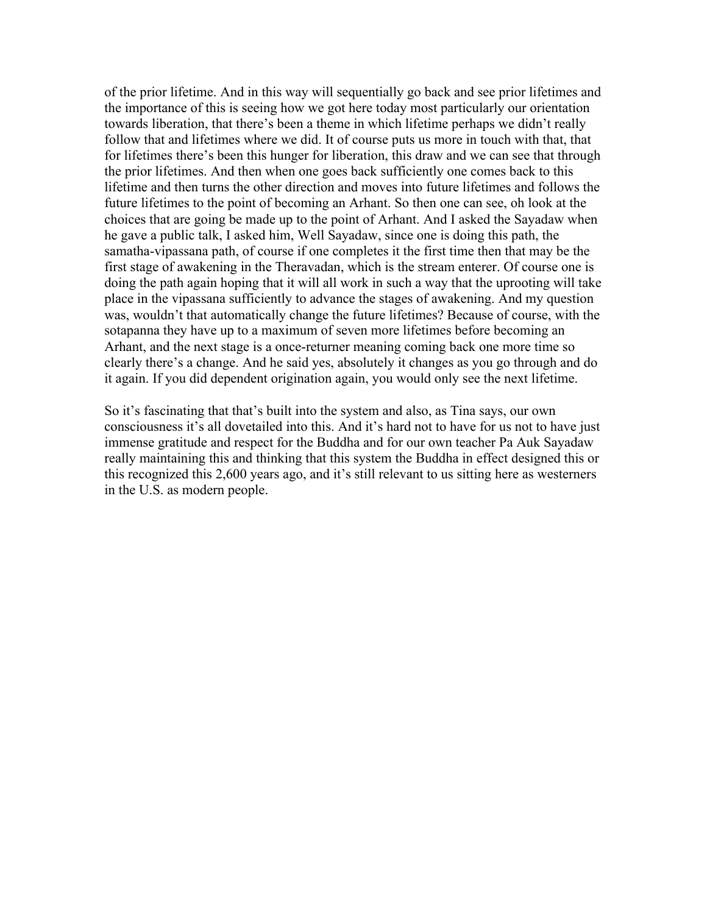of the prior lifetime. And in this way will sequentially go back and see prior lifetimes and the importance of this is seeing how we got here today most particularly our orientation towards liberation, that there's been a theme in which lifetime perhaps we didn't really follow that and lifetimes where we did. It of course puts us more in touch with that, that for lifetimes there's been this hunger for liberation, this draw and we can see that through the prior lifetimes. And then when one goes back sufficiently one comes back to this lifetime and then turns the other direction and moves into future lifetimes and follows the future lifetimes to the point of becoming an Arhant. So then one can see, oh look at the choices that are going be made up to the point of Arhant. And I asked the Sayadaw when he gave a public talk, I asked him, Well Sayadaw, since one is doing this path, the samatha-vipassana path, of course if one completes it the first time then that may be the first stage of awakening in the Theravadan, which is the stream enterer. Of course one is doing the path again hoping that it will all work in such a way that the uprooting will take place in the vipassana sufficiently to advance the stages of awakening. And my question was, wouldn't that automatically change the future lifetimes? Because of course, with the sotapanna they have up to a maximum of seven more lifetimes before becoming an Arhant, and the next stage is a once-returner meaning coming back one more time so clearly there's a change. And he said yes, absolutely it changes as you go through and do it again. If you did dependent origination again, you would only see the next lifetime.

So it's fascinating that that's built into the system and also, as Tina says, our own consciousness it's all dovetailed into this. And it's hard not to have for us not to have just immense gratitude and respect for the Buddha and for our own teacher Pa Auk Sayadaw really maintaining this and thinking that this system the Buddha in effect designed this or this recognized this 2,600 years ago, and it's still relevant to us sitting here as westerners in the U.S. as modern people.